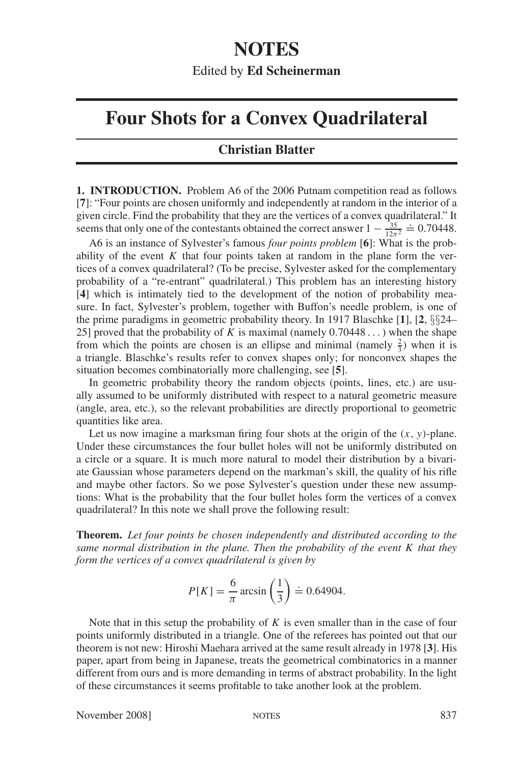# NOTES

Edited by **Ed Scheinerman**

# Four Shots for a Convex Quadrilateral

**Christian Blatter**

**1. INTRODUCTION.** Problem A6 of the 2006 Putnam competition read as follows [**7**]: "Four points are chosen uniformly and independently at random in the interior of a given circle. Find the probability that they are the vertices of a convex quadrilateral." It seems that only one of the contestants obtained the correct answer $1 - \frac{35}{12\pi^2} \doteq 0.70448$.

A6 is an instance of Sylvester's famous *four points problem* [**6**]: What is the probability of the event $K$ that four points taken at random in the plane form the vertices of a convex quadrilateral? (To be precise, Sylvester asked for the complementary probability of a "re-entrant" quadrilateral.) This problem has an interesting history [**4**] which is intimately tied to the development of the notion of probability measure. In fact, Sylvester's problem, together with Buffon's needle problem, is one of the prime paradigms in geometric probability theory. In 1917 Blaschke [**1**], [**2**, §§24–25] proved that the probability of $K$ is maximal (namely $0.70448\ldots$) when the shape from which the points are chosen is an ellipse and minimal (namely $\frac{2}{3}$) when it is a triangle. Blaschke's results refer to convex shapes only; for nonconvex shapes the situation becomes combinatorially more challenging, see [**5**].

In geometric probability theory the random objects (points, lines, etc.) are usually assumed to be uniformly distributed with respect to a natural geometric measure (angle, area, etc.), so the relevant probabilities are directly proportional to geometric quantities like area.

Let us now imagine a marksman firing four shots at the origin of the $(x, y)$-plane. Under these circumstances the four bullet holes will not be uniformly distributed on a circle or a square. It is much more natural to model their distribution by a bivariate Gaussian whose parameters depend on the markman's skill, the quality of his rifle and maybe other factors. So we pose Sylvester's question under these new assumptions: What is the probability that the four bullet holes form the vertices of a convex quadrilateral? In this note we shall prove the following result:

**Theorem.** *Let four points be chosen independently and distributed according to the same normal distribution in the plane. Then the probability of the event $K$ that they form the vertices of a convex quadrilateral is given by*

$$P[K] = \frac{6}{\pi} \arcsin\left(\frac{1}{3}\right) \doteq 0.64904.$$

Note that in this setup the probability of $K$ is even smaller than in the case of four points uniformly distributed in a triangle. One of the referees has pointed out that our theorem is not new: Hiroshi Maehara arrived at the same result already in 1978 [**3**]. His paper, apart from being in Japanese, treats the geometrical combinatorics in a manner different from ours and is more demanding in terms of abstract probability. In the light of these circumstances it seems profitable to take another look at the problem.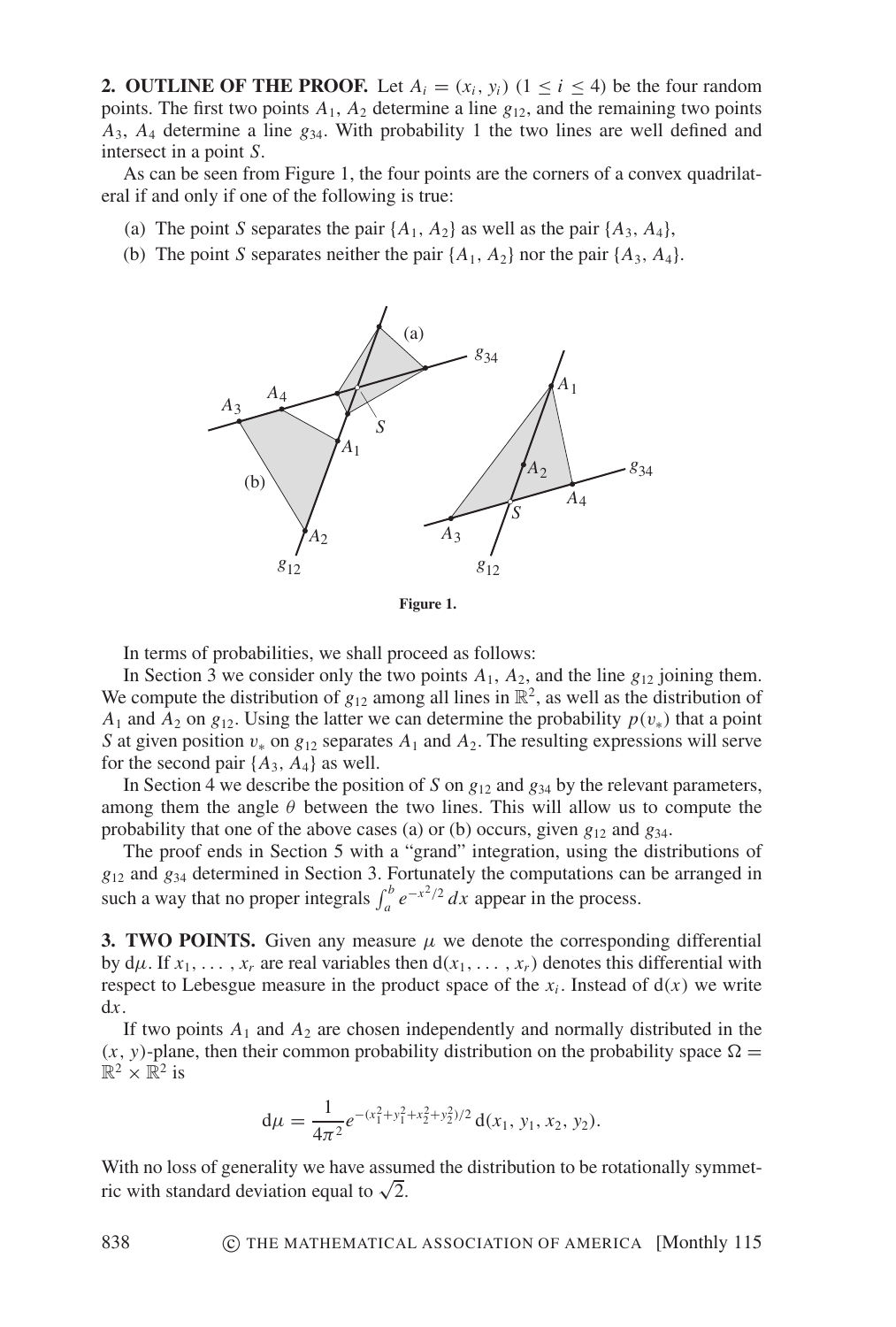**2. OUTLINE OF THE PROOF.** Let $A_i = (x_i, y_i)$ $(1 \leq i \leq 4)$ be the four random points. The first two points $A_1$, $A_2$ determine a line $g_{12}$, and the remaining two points $A_3$, $A_4$ determine a line $g_{34}$. With probability 1 the two lines are well defined and intersect in a point $S$.

As can be seen from Figure 1, the four points are the corners of a convex quadrilateral if and only if one of the following is true:

(a) The point $S$ separates the pair $\{A_1, A_2\}$ as well as the pair $\{A_3, A_4\}$,

(b) The point $S$ separates neither the pair $\{A_1, A_2\}$ nor the pair $\{A_3, A_4\}$.

**Figure 1.**

In terms of probabilities, we shall proceed as follows:

In Section 3 we consider only the two points $A_1$, $A_2$, and the line $g_{12}$ joining them. We compute the distribution of $g_{12}$ among all lines in $\mathbb{R}^2$, as well as the distribution of $A_1$ and $A_2$ on $g_{12}$. Using the latter we can determine the probability $p(v_*)$ that a point $S$ at given position $v_*$ on $g_{12}$ separates $A_1$ and $A_2$. The resulting expressions will serve for the second pair $\{A_3, A_4\}$ as well.

In Section 4 we describe the position of $S$ on $g_{12}$ and $g_{34}$ by the relevant parameters, among them the angle $\theta$ between the two lines. This will allow us to compute the probability that one of the above cases (a) or (b) occurs, given $g_{12}$ and $g_{34}$.

The proof ends in Section 5 with a "grand" integration, using the distributions of $g_{12}$ and $g_{34}$ determined in Section 3. Fortunately the computations can be arranged in such a way that no proper integrals $\int_a^b e^{-x^2/2}\,dx$ appear in the process.

**3. TWO POINTS.** Given any measure $\mu$ we denote the corresponding differential by $\mathrm{d}\mu$. If $x_1, \ldots, x_r$ are real variables then $\mathrm{d}(x_1, \ldots, x_r)$ denotes this differential with respect to Lebesgue measure in the product space of the $x_i$. Instead of $\mathrm{d}(x)$ we write $\mathrm{d}x$.

If two points $A_1$ and $A_2$ are chosen independently and normally distributed in the $(x, y)$-plane, then their common probability distribution on the probability space $\Omega = \mathbb{R}^2 \times \mathbb{R}^2$ is

$$\mathrm{d}\mu = \frac{1}{4\pi^2} e^{-(x_1^2+y_1^2+x_2^2+y_2^2)/2}\,\mathrm{d}(x_1, y_1, x_2, y_2).$$

With no loss of generality we have assumed the distribution to be rotationally symmetric with standard deviation equal to $\sqrt{2}$.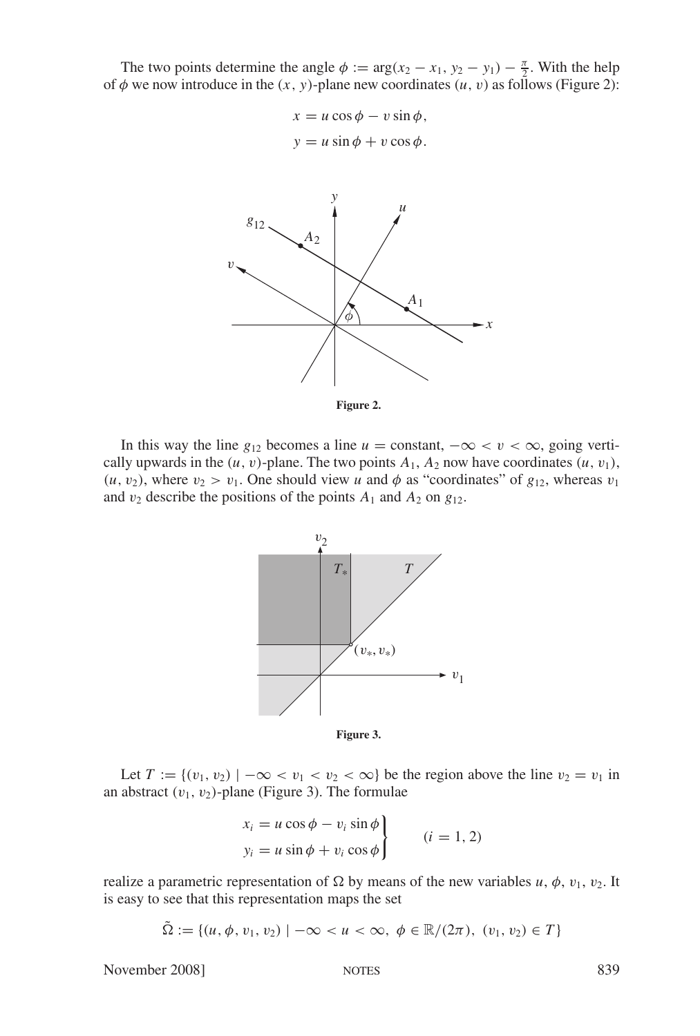The two points determine the angle $\phi := \arg(x_2 - x_1, y_2 - y_1) - \frac{\pi}{2}$. With the help of $\phi$ we now introduce in the $(x, y)$-plane new coordinates $(u, v)$ as follows (Figure 2):

$$x = u \cos\phi - v \sin\phi,$$

$$y = u \sin\phi + v \cos\phi.$$

**Figure 2.**

In this way the line $g_{12}$ becomes a line $u =$ constant, $-\infty < v < \infty$, going vertically upwards in the $(u, v)$-plane. The two points $A_1$, $A_2$ now have coordinates $(u, v_1)$, $(u, v_2)$, where $v_2 > v_1$. One should view $u$ and $\phi$ as "coordinates" of $g_{12}$, whereas $v_1$ and $v_2$ describe the positions of the points $A_1$ and $A_2$ on $g_{12}$.

**Figure 3.**

Let $T := \{(v_1, v_2) \mid -\infty < v_1 < v_2 < \infty\}$ be the region above the line $v_2 = v_1$ in an abstract $(v_1, v_2)$-plane (Figure 3). The formulae

$$\left.\begin{aligned} x_i &= u \cos\phi - v_i \sin\phi \\ y_i &= u \sin\phi + v_i \cos\phi \end{aligned}\right\} \qquad (i = 1, 2)$$

realize a parametric representation of $\Omega$ by means of the new variables $u, \phi, v_1, v_2$. It is easy to see that this representation maps the set

$$\tilde{\Omega} := \{(u, \phi, v_1, v_2) \mid -\infty < u < \infty,\ \phi \in \mathbb{R}/(2\pi),\ (v_1, v_2) \in T\}$$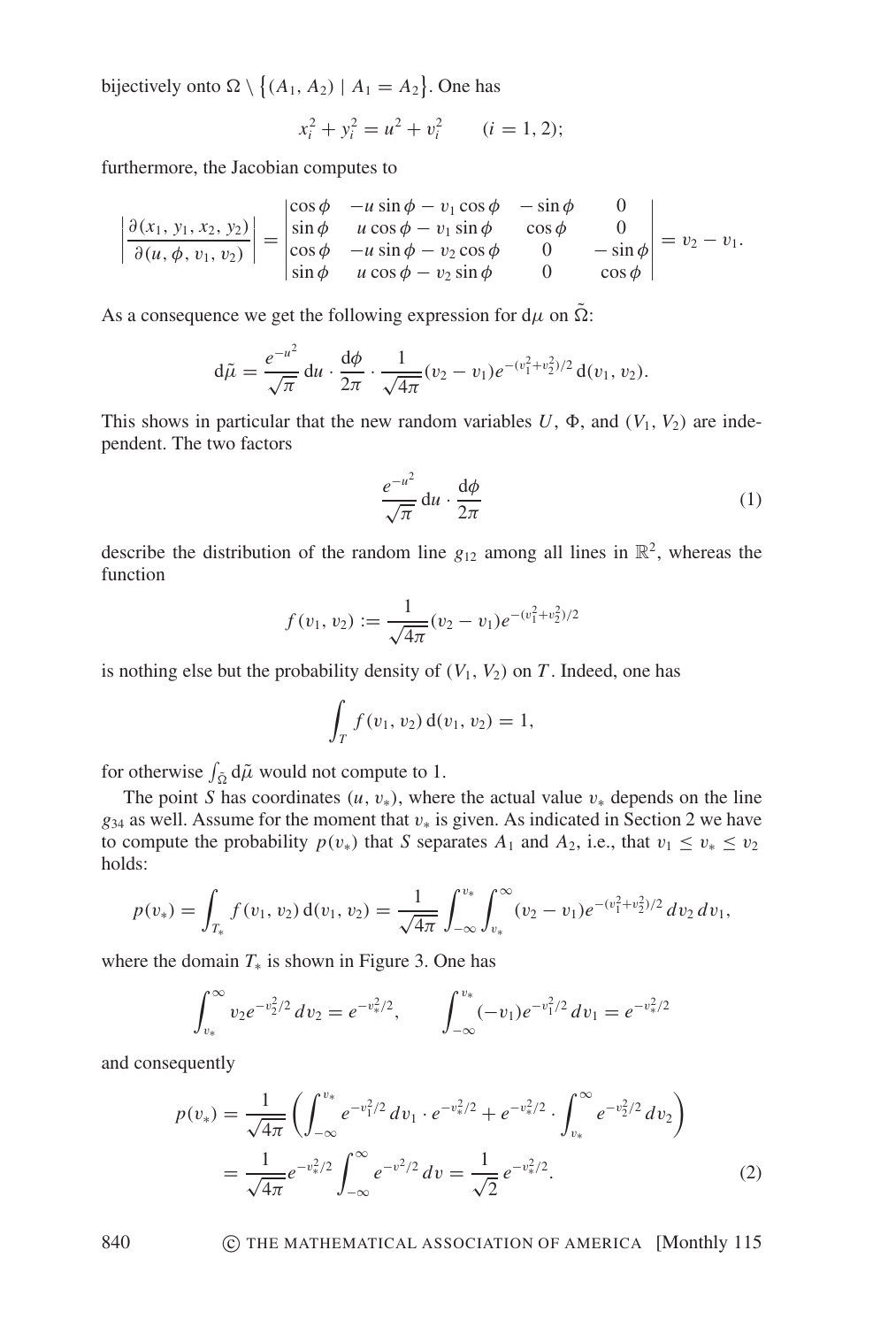bijectively onto $\Omega \setminus \{(A_1, A_2) \mid A_1 = A_2\}$. One has

$$x_i^2 + y_i^2 = u^2 + v_i^2 \qquad (i = 1, 2);$$

furthermore, the Jacobian computes to

$$\left|\frac{\partial(x_1, y_1, x_2, y_2)}{\partial(u, \phi, v_1, v_2)}\right| = \begin{vmatrix} \cos\phi & -u\sin\phi - v_1\cos\phi & -\sin\phi & 0 \\ \sin\phi & u\cos\phi - v_1\sin\phi & \cos\phi & 0 \\ \cos\phi & -u\sin\phi - v_2\cos\phi & 0 & -\sin\phi \\ \sin\phi & u\cos\phi - v_2\sin\phi & 0 & \cos\phi \end{vmatrix} = v_2 - v_1.$$

As a consequence we get the following expression for $\mathrm{d}\mu$ on $\tilde{\Omega}$:

$$\mathrm{d}\tilde{\mu} = \frac{e^{-u^2}}{\sqrt{\pi}}\,\mathrm{d}u \cdot \frac{\mathrm{d}\phi}{2\pi} \cdot \frac{1}{\sqrt{4\pi}}(v_2 - v_1)e^{-(v_1^2+v_2^2)/2}\,\mathrm{d}(v_1, v_2).$$

This shows in particular that the new random variables $U$, $\Phi$, and $(V_1, V_2)$ are independent. The two factors

$$\frac{e^{-u^2}}{\sqrt{\pi}}\,\mathrm{d}u \cdot \frac{\mathrm{d}\phi}{2\pi} \tag{1}$$

describe the distribution of the random line $g_{12}$ among all lines in $\mathbb{R}^2$, whereas the function

$$f(v_1, v_2) := \frac{1}{\sqrt{4\pi}}(v_2 - v_1)e^{-(v_1^2+v_2^2)/2}$$

is nothing else but the probability density of $(V_1, V_2)$ on $T$. Indeed, one has

$$\int_T f(v_1, v_2)\,\mathrm{d}(v_1, v_2) = 1,$$

for otherwise $\int_{\tilde{\Omega}} \mathrm{d}\tilde{\mu}$ would not compute to 1.

The point $S$ has coordinates $(u, v_*)$, where the actual value $v_*$ depends on the line $g_{34}$ as well. Assume for the moment that $v_*$ is given. As indicated in Section 2 we have to compute the probability $p(v_*)$ that $S$ separates $A_1$ and $A_2$, i.e., that $v_1 \le v_* \le v_2$ holds:

$$p(v_*) = \int_{T_*} f(v_1, v_2)\,\mathrm{d}(v_1, v_2) = \frac{1}{\sqrt{4\pi}} \int_{-\infty}^{v_*} \int_{v_*}^{\infty} (v_2 - v_1)e^{-(v_1^2+v_2^2)/2}\,dv_2\,dv_1,$$

where the domain $T_*$ is shown in Figure 3. One has

$$\int_{v_*}^{\infty} v_2 e^{-v_2^2/2}\,dv_2 = e^{-v_*^2/2}, \qquad \int_{-\infty}^{v_*} (-v_1)e^{-v_1^2/2}\,dv_1 = e^{-v_*^2/2}$$

and consequently

$$\begin{aligned} p(v_*) &= \frac{1}{\sqrt{4\pi}} \left( \int_{-\infty}^{v_*} e^{-v_1^2/2}\,dv_1 \cdot e^{-v_*^2/2} + e^{-v_*^2/2} \cdot \int_{v_*}^{\infty} e^{-v_2^2/2}\,dv_2 \right) \\ &= \frac{1}{\sqrt{4\pi}} e^{-v_*^2/2} \int_{-\infty}^{\infty} e^{-v^2/2}\,dv = \frac{1}{\sqrt{2}}\,e^{-v_*^2/2}. \end{aligned} \tag{2}$$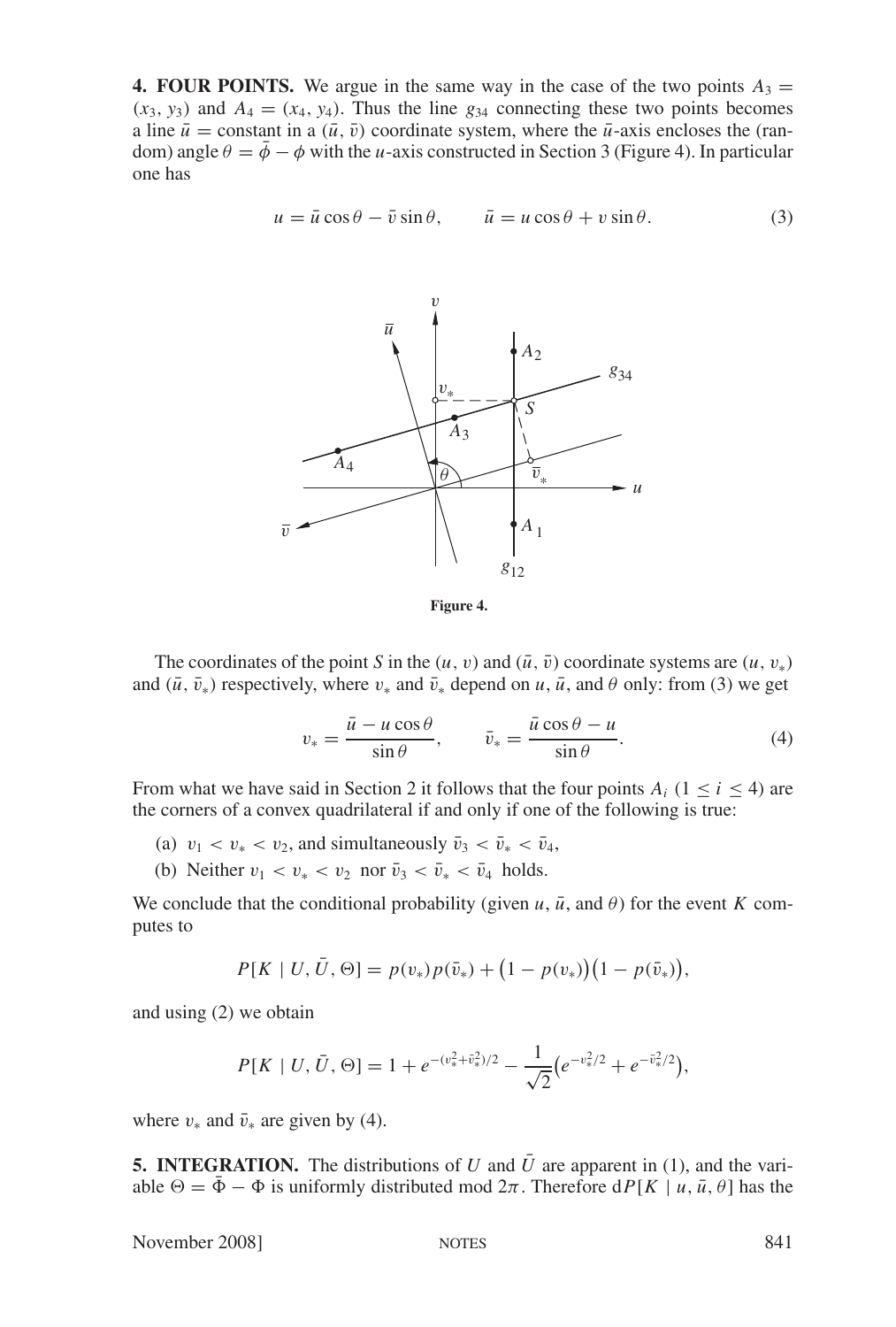**4. FOUR POINTS.** We argue in the same way in the case of the two points $A_3 = (x_3, y_3)$ and $A_4 = (x_4, y_4)$. Thus the line $g_{34}$ connecting these two points becomes a line $\bar{u} = \text{constant}$ in a $(\bar{u}, \bar{v})$ coordinate system, where the $\bar{u}$-axis encloses the (random) angle $\theta = \bar{\phi} - \phi$ with the $u$-axis constructed in Section 3 (Figure 4). In particular one has

$$u = \bar{u}\cos\theta - \bar{v}\sin\theta, \qquad \bar{u} = u\cos\theta + v\sin\theta. \tag{3}$$

**Figure 4.**

The coordinates of the point $S$ in the $(u, v)$ and $(\bar{u}, \bar{v})$ coordinate systems are $(u, v_*)$ and $(\bar{u}, \bar{v}_*)$ respectively, where $v_*$ and $\bar{v}_*$ depend on $u$, $\bar{u}$, and $\theta$ only: from (3) we get

$$v_* = \frac{\bar{u} - u\cos\theta}{\sin\theta}, \qquad \bar{v}_* = \frac{\bar{u}\cos\theta - u}{\sin\theta}. \tag{4}$$

From what we have said in Section 2 it follows that the four points $A_i$ $(1 \le i \le 4)$ are the corners of a convex quadrilateral if and only if one of the following is true:

(a) $v_1 < v_* < v_2$, and simultaneously $\bar{v}_3 < \bar{v}_* < \bar{v}_4$,

(b) Neither $v_1 < v_* < v_2$ nor $\bar{v}_3 < \bar{v}_* < \bar{v}_4$ holds.

We conclude that the conditional probability (given $u$, $\bar{u}$, and $\theta$) for the event $K$ computes to

$$P[K \mid U, \bar{U}, \Theta] = p(v_*)p(\bar{v}_*) + \big(1 - p(v_*)\big)\big(1 - p(\bar{v}_*)\big),$$

and using (2) we obtain

$$P[K \mid U, \bar{U}, \Theta] = 1 + e^{-(v_*^2 + \bar{v}_*^2)/2} - \frac{1}{\sqrt{2}}\big(e^{-v_*^2/2} + e^{-\bar{v}_*^2/2}\big),$$

where $v_*$ and $\bar{v}_*$ are given by (4).

**5. INTEGRATION.** The distributions of $U$ and $\bar{U}$ are apparent in (1), and the variable $\Theta = \bar{\Phi} - \Phi$ is uniformly distributed mod $2\pi$. Therefore $\mathrm{d}P[K \mid u, \bar{u}, \theta]$ has the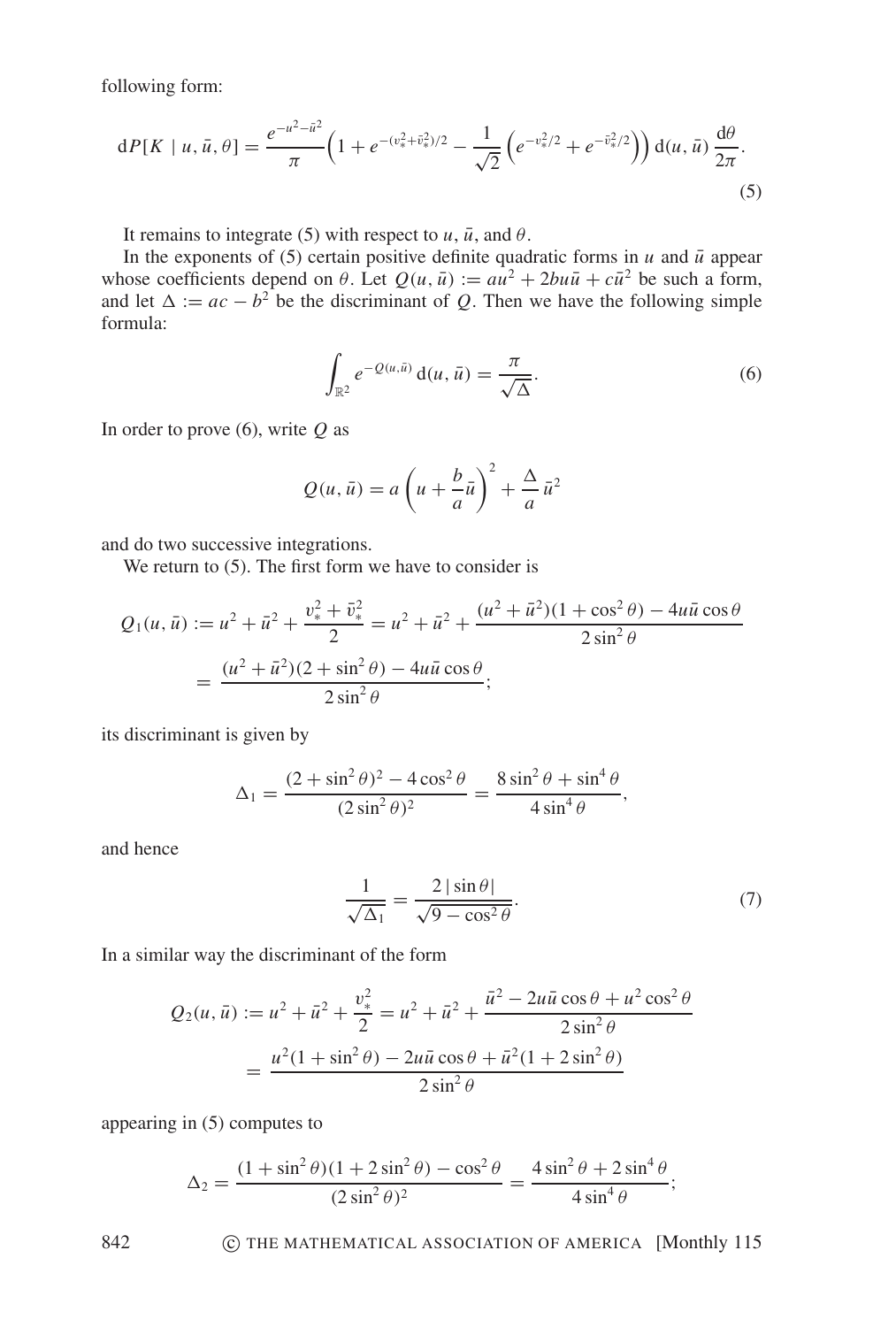following form:

$$\mathrm{d}P[K \mid u, \bar{u}, \theta] = \frac{e^{-u^2-\bar{u}^2}}{\pi}\Big(1 + e^{-(v_*^2+\bar{v}_*^2)/2} - \frac{1}{\sqrt{2}}\left(e^{-v_*^2/2} + e^{-\bar{v}_*^2/2}\right)\Big)\,\mathrm{d}(u, \bar{u})\,\frac{\mathrm{d}\theta}{2\pi}. \tag{5}$$

It remains to integrate (5) with respect to $u$, $\bar{u}$, and $\theta$.

In the exponents of (5) certain positive definite quadratic forms in $u$ and $\bar{u}$ appear whose coefficients depend on $\theta$. Let $Q(u, \bar{u}) := au^2 + 2bu\bar{u} + c\bar{u}^2$ be such a form, and let $\Delta := ac - b^2$ be the discriminant of $Q$. Then we have the following simple formula:

$$\int_{\mathbb{R}^2} e^{-Q(u,\bar{u})}\,\mathrm{d}(u, \bar{u}) = \frac{\pi}{\sqrt{\Delta}}. \tag{6}$$

In order to prove (6), write $Q$ as

$$Q(u, \bar{u}) = a\left(u + \frac{b}{a}\bar{u}\right)^2 + \frac{\Delta}{a}\,\bar{u}^2$$

and do two successive integrations.

We return to (5). The first form we have to consider is

$$\begin{aligned} Q_1(u, \bar{u}) &:= u^2 + \bar{u}^2 + \frac{v_*^2 + \bar{v}_*^2}{2} = u^2 + \bar{u}^2 + \frac{(u^2 + \bar{u}^2)(1 + \cos^2\theta) - 4u\bar{u}\cos\theta}{2\sin^2\theta} \\ &= \frac{(u^2 + \bar{u}^2)(2 + \sin^2\theta) - 4u\bar{u}\cos\theta}{2\sin^2\theta}; \end{aligned}$$

its discriminant is given by

$$\Delta_1 = \frac{(2 + \sin^2\theta)^2 - 4\cos^2\theta}{(2\sin^2\theta)^2} = \frac{8\sin^2\theta + \sin^4\theta}{4\sin^4\theta},$$

and hence

$$\frac{1}{\sqrt{\Delta_1}} = \frac{2\,|\sin\theta|}{\sqrt{9 - \cos^2\theta}}. \tag{7}$$

In a similar way the discriminant of the form

$$\begin{aligned} Q_2(u, \bar{u}) &:= u^2 + \bar{u}^2 + \frac{v_*^2}{2} = u^2 + \bar{u}^2 + \frac{\bar{u}^2 - 2u\bar{u}\cos\theta + u^2\cos^2\theta}{2\sin^2\theta} \\ &= \frac{u^2(1 + \sin^2\theta) - 2u\bar{u}\cos\theta + \bar{u}^2(1 + 2\sin^2\theta)}{2\sin^2\theta} \end{aligned}$$

appearing in (5) computes to

$$\Delta_2 = \frac{(1 + \sin^2\theta)(1 + 2\sin^2\theta) - \cos^2\theta}{(2\sin^2\theta)^2} = \frac{4\sin^2\theta + 2\sin^4\theta}{4\sin^4\theta};$$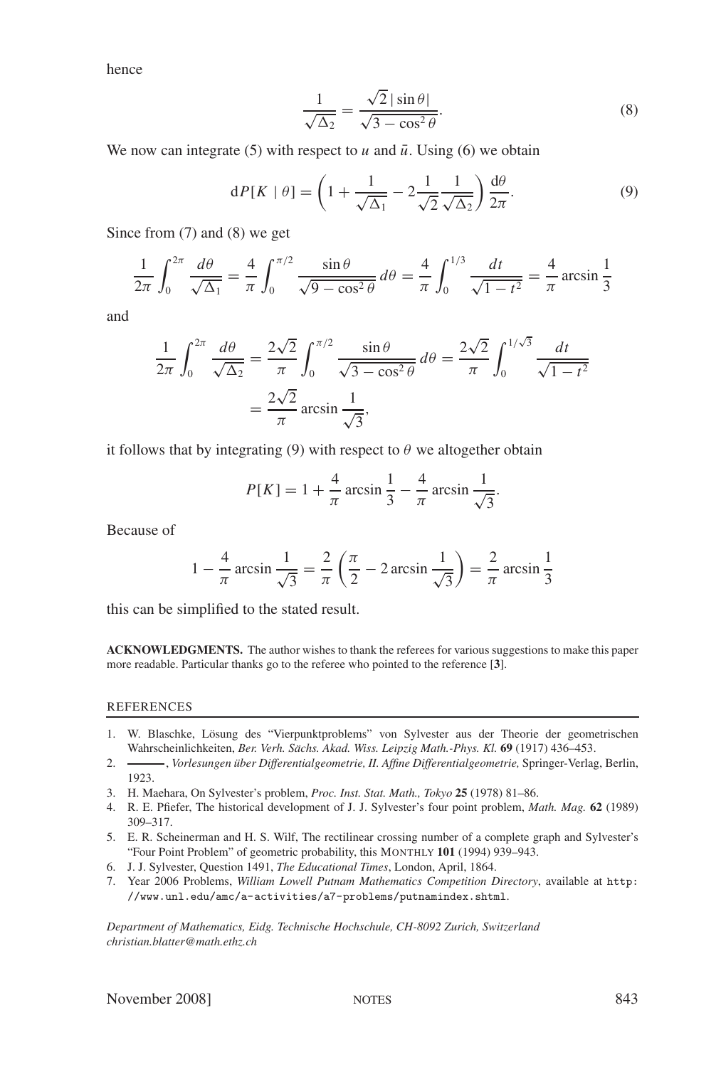hence

$$\frac{1}{\sqrt{\Delta_2}} = \frac{\sqrt{2}\,|\sin\theta|}{\sqrt{3-\cos^2\theta}}. \tag{8}$$

We now can integrate (5) with respect to $u$ and $\bar{u}$. Using (6) we obtain

$$\mathrm{d}P[K \mid \theta] = \left(1 + \frac{1}{\sqrt{\Delta_1}} - 2\frac{1}{\sqrt{2}}\frac{1}{\sqrt{\Delta_2}}\right)\frac{\mathrm{d}\theta}{2\pi}. \tag{9}$$

Since from (7) and (8) we get

$$\frac{1}{2\pi}\int_0^{2\pi}\frac{d\theta}{\sqrt{\Delta_1}} = \frac{4}{\pi}\int_0^{\pi/2}\frac{\sin\theta}{\sqrt{9-\cos^2\theta}}\,d\theta = \frac{4}{\pi}\int_0^{1/3}\frac{dt}{\sqrt{1-t^2}} = \frac{4}{\pi}\arcsin\frac{1}{3}$$

and

$$\frac{1}{2\pi}\int_0^{2\pi}\frac{d\theta}{\sqrt{\Delta_2}} = \frac{2\sqrt{2}}{\pi}\int_0^{\pi/2}\frac{\sin\theta}{\sqrt{3-\cos^2\theta}}\,d\theta = \frac{2\sqrt{2}}{\pi}\int_0^{1/\sqrt{3}}\frac{dt}{\sqrt{1-t^2}} = \frac{2\sqrt{2}}{\pi}\arcsin\frac{1}{\sqrt{3}},$$

it follows that by integrating (9) with respect to $\theta$ we altogether obtain

$$P[K] = 1 + \frac{4}{\pi}\arcsin\frac{1}{3} - \frac{4}{\pi}\arcsin\frac{1}{\sqrt{3}}.$$

Because of

$$1 - \frac{4}{\pi}\arcsin\frac{1}{\sqrt{3}} = \frac{2}{\pi}\left(\frac{\pi}{2} - 2\arcsin\frac{1}{\sqrt{3}}\right) = \frac{2}{\pi}\arcsin\frac{1}{3}$$

this can be simplified to the stated result.

**ACKNOWLEDGMENTS.** The author wishes to thank the referees for various suggestions to make this paper more readable. Particular thanks go to the referee who pointed to the reference [**3**].

## REFERENCES

1. W. Blaschke, Lösung des "Vierpunktproblems" von Sylvester aus der Theorie der geometrischen Wahrscheinlichkeiten, *Ber. Verh. Sächs. Akad. Wiss. Leipzig Math.-Phys. Kl.* **69** (1917) 436–453.
2. ———, *Vorlesungen über Differentialgeometrie, II. Affine Differentialgeometrie,* Springer-Verlag, Berlin, 1923.
3. H. Maehara, On Sylvester's problem, *Proc. Inst. Stat. Math., Tokyo* **25** (1978) 81–86.
4. R. E. Pfiefer, The historical development of J. J. Sylvester's four point problem, *Math. Mag.* **62** (1989) 309–317.
5. E. R. Scheinerman and H. S. Wilf, The rectilinear crossing number of a complete graph and Sylvester's "Four Point Problem" of geometric probability, this MONTHLY **101** (1994) 939–943.
6. J. J. Sylvester, Question 1491, *The Educational Times*, London, April, 1864.
7. Year 2006 Problems, *William Lowell Putnam Mathematics Competition Directory*, available at `http://www.unl.edu/amc/a-activities/a7-problems/putnamindex.shtml`.

*Department of Mathematics, Eidg. Technische Hochschule, CH-8092 Zurich, Switzerland*
*christian.blatter@math.ethz.ch*